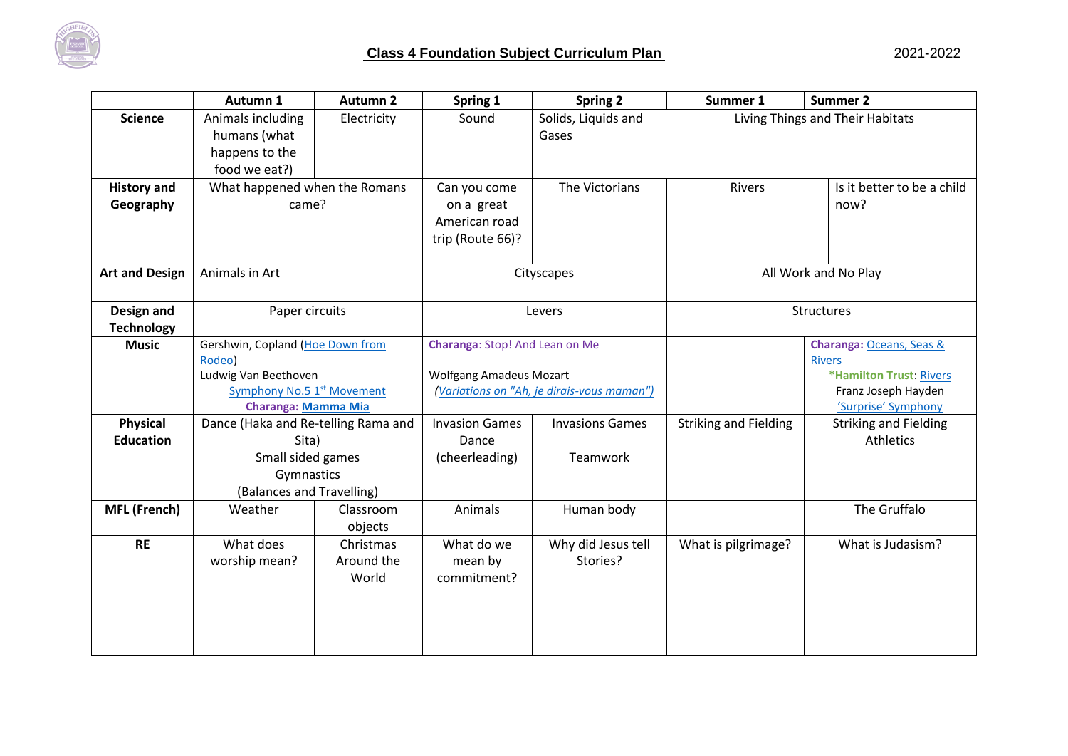# Class 4 Foundation Subject Curriculum Plan

2021-2022

| | Autumn 1 | Autumn 2 | Spring 1 | Spring 2 | Summer 1 | Summer 2 |
|---|---|---|---|---|---|---|
| **Science** | Animals including humans (what happens to the food we eat?) | Electricity | Sound | Solids, Liquids and Gases | Living Things and Their Habitats | |
| **History and Geography** | What happened when the Romans came? | | Can you come on a great American road trip (Route 66)? | The Victorians | Rivers | Is it better to be a child now? |
| **Art and Design** | Animals in Art | | Cityscapes | | All Work and No Play | |
| **Design and Technology** | Paper circuits | | Levers | | Structures | |
| **Music** | Gershwin, Copland (Hoe Down from Rodeo)<br>Ludwig Van Beethoven<br>Symphony No.5 1st Movement<br>**Charanga: Mamma Mia** | | **Charanga**: Stop! And Lean on Me<br><br>Wolfgang Amadeus Mozart<br>*(Variations on "Ah, je dirais-vous maman")* | | | **Charanga:** Oceans, Seas & Rivers<br>***Hamilton Trust**: Rivers<br>Franz Joseph Hayden<br>'Surprise' Symphony |
| **Physical Education** | Dance (Haka and Re-telling Rama and Sita)<br>Small sided games<br>Gymnastics<br>(Balances and Travelling) | | Invasion Games<br>Dance<br>(cheerleading) | Invasions Games<br><br>Teamwork | Striking and Fielding | Striking and Fielding<br>Athletics |
| **MFL (French)** | Weather | Classroom objects | Animals | Human body | | The Gruffalo |
| **RE** | What does worship mean? | Christmas Around the World | What do we mean by commitment? | Why did Jesus tell Stories? | What is pilgrimage? | What is Judasism? |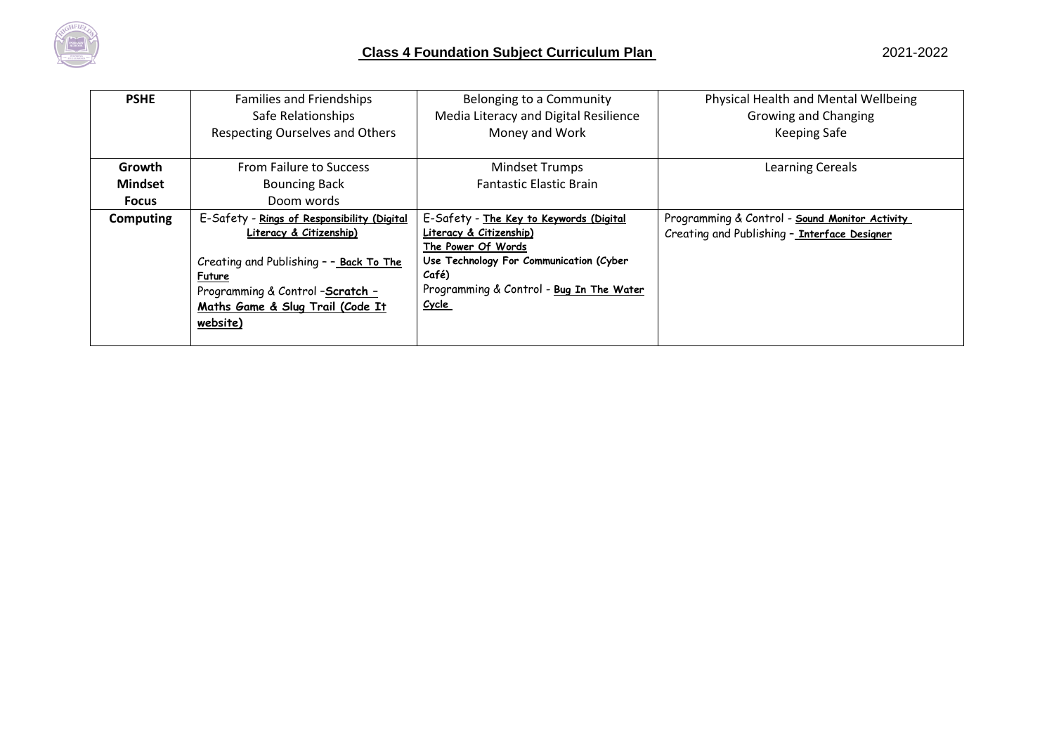# Class 4 Foundation Subject Curriculum Plan

2021-2022

| | | | |
|---|---|---|---|
| **PSHE** | Families and Friendships<br>Safe Relationships<br>Respecting Ourselves and Others | Belonging to a Community<br>Media Literacy and Digital Resilience<br>Money and Work | Physical Health and Mental Wellbeing<br>Growing and Changing<br>Keeping Safe |
| **Growth Mindset Focus** | From Failure to Success<br>Bouncing Back<br>Doom words | Mindset Trumps<br>Fantastic Elastic Brain | Learning Cereals |
| **Computing** | E-Safety - **Rings of Responsibility (Digital Literacy & Citizenship)**<br><br>Creating and Publishing – – **Back To The Future**<br>Programming & Control –**Scratch – Maths Game & Slug Trail (Code It website)** | E-Safety - **The Key to Keywords (Digital Literacy & Citizenship)**<br>**The Power Of Words**<br>**Use Technology For Communication (Cyber Café)**<br>Programming & Control - **Bug In The Water Cycle** | Programming & Control - **Sound Monitor Activity**<br>Creating and Publishing – **Interface Designer** |